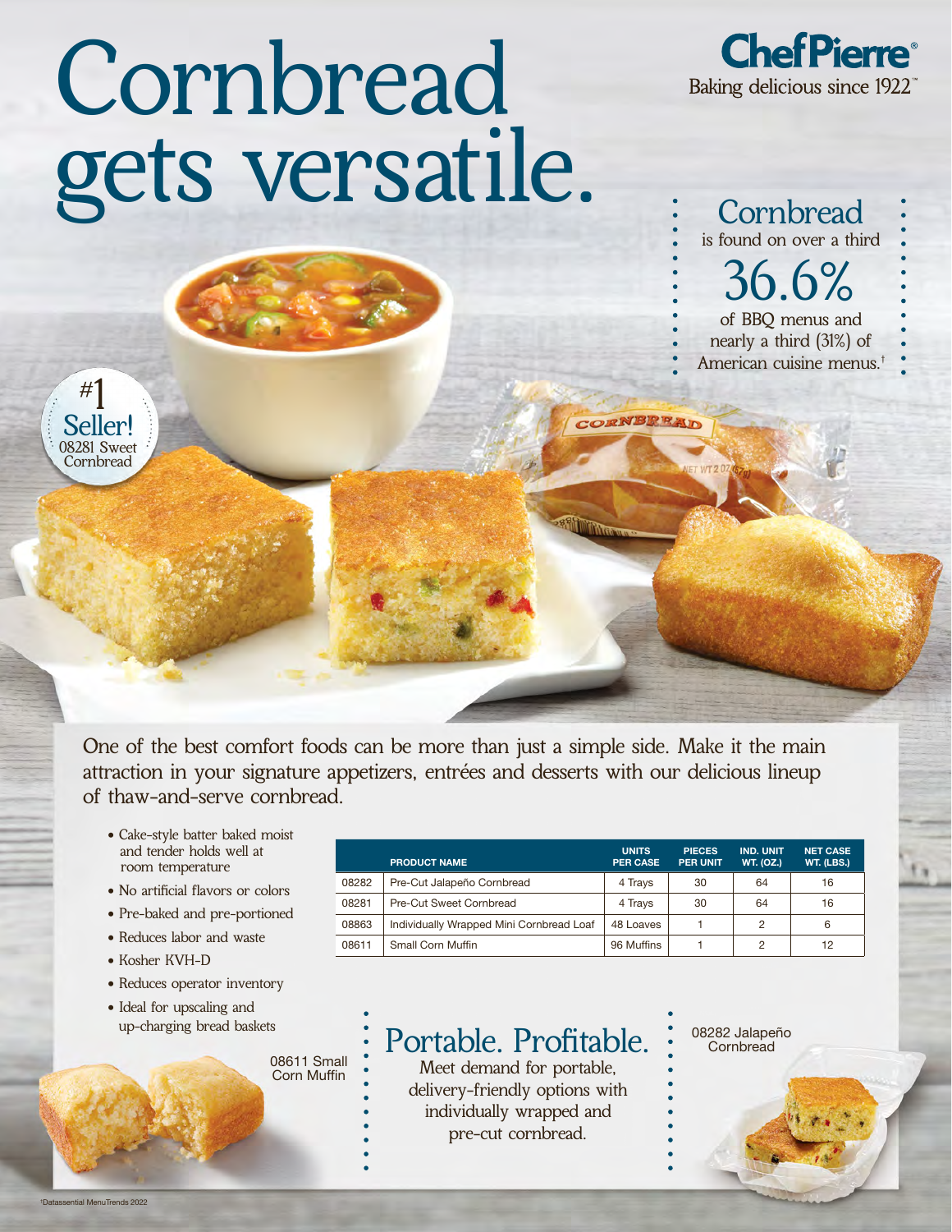# Cornbread gets versatile.

**ChefPierre®**
Baking delicious since 1922™

Cornbread is found on over a third

36.6%

of BBQ menus and nearly a third (31%) of American cuisine menus.†

#1 Seller! 08281 Sweet Cornbread

One of the best comfort foods can be more than just a simple side. Make it the main attraction in your signature appetizers, entrées and desserts with our delicious lineup of thaw-and-serve cornbread.

- Cake-style batter baked moist and tender holds well at room temperature
- No artificial flavors or colors
- Pre-baked and pre-portioned
- Reduces labor and waste
- Kosher KVH-D
- Reduces operator inventory
- Ideal for upscaling and up-charging bread baskets

| | PRODUCT NAME | UNITS PER CASE | PIECES PER UNIT | IND. UNIT WT. (OZ.) | NET CASE WT. (LBS.) |
|---|---|---|---|---|---|
| 08282 | Pre-Cut Jalapeño Cornbread | 4 Trays | 30 | 64 | 16 |
| 08281 | Pre-Cut Sweet Cornbread | 4 Trays | 30 | 64 | 16 |
| 08863 | Individually Wrapped Mini Cornbread Loaf | 48 Loaves | 1 | 2 | 6 |
| 08611 | Small Corn Muffin | 96 Muffins | 1 | 2 | 12 |

08611 Small Corn Muffin

## Portable. Profitable.

Meet demand for portable, delivery-friendly options with individually wrapped and pre-cut cornbread.

08282 Jalapeño Cornbread

†Datassential MenuTrends 2022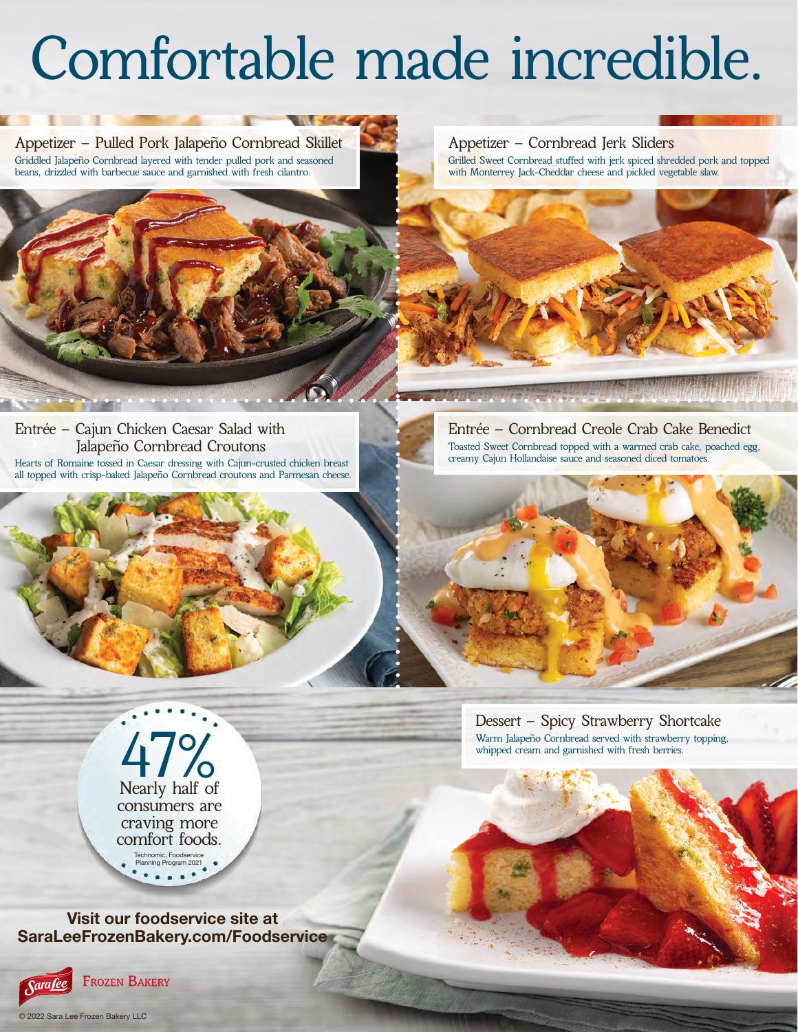# Comfortable made incredible.

### Appetizer – Pulled Pork Jalapeño Cornbread Skillet

Griddled Jalapeño Cornbread layered with tender pulled pork and seasoned beans, drizzled with barbecue sauce and garnished with fresh cilantro.

### Appetizer – Cornbread Jerk Sliders

Grilled Sweet Cornbread stuffed with jerk spiced shredded pork and topped with Monterrey Jack-Cheddar cheese and pickled vegetable slaw.

### Entrée – Cajun Chicken Caesar Salad with Jalapeño Cornbread Croutons

Hearts of Romaine tossed in Caesar dressing with Cajun-crusted chicken breast all topped with crisp-baked Jalapeño Cornbread croutons and Parmesan cheese.

### Entrée – Cornbread Creole Crab Cake Benedict

Toasted Sweet Cornbread topped with a warmed crab cake, poached egg, creamy Cajun Hollandaise sauce and seasoned diced tomatoes.

### Dessert – Spicy Strawberry Shortcake

Warm Jalapeño Cornbread served with strawberry topping, whipped cream and garnished with fresh berries.

**47%**
Nearly half of consumers are craving more comfort foods.

Technomic, Foodservice Planning Program 2021

**Visit our foodservice site at SaraLeeFrozenBakery.com/Foodservice**

Sara Lee Frozen Bakery

© 2022 Sara Lee Frozen Bakery LLC